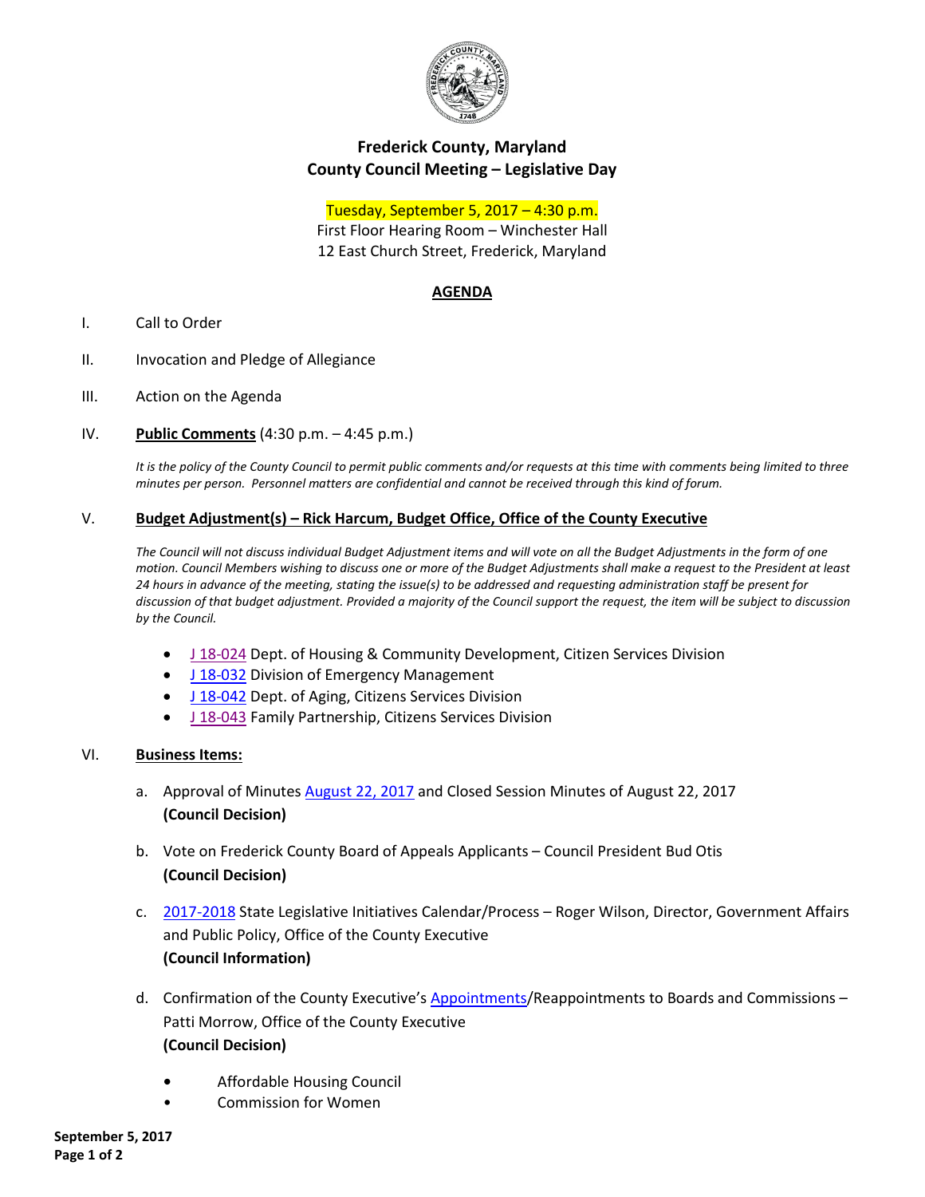# Frederick County, Maryland
## County Council Meeting – Legislative Day

Tuesday, September 5, 2017 – 4:30 p.m.
First Floor Hearing Room – Winchester Hall
12 East Church Street, Frederick, Maryland

## AGENDA

I. Call to Order

II. Invocation and Pledge of Allegiance

III. Action on the Agenda

IV. **Public Comments** (4:30 p.m. – 4:45 p.m.)

*It is the policy of the County Council to permit public comments and/or requests at this time with comments being limited to three minutes per person. Personnel matters are confidential and cannot be received through this kind of forum.*

V. **Budget Adjustment(s) – Rick Harcum, Budget Office, Office of the County Executive**

*The Council will not discuss individual Budget Adjustment items and will vote on all the Budget Adjustments in the form of one motion. Council Members wishing to discuss one or more of the Budget Adjustments shall make a request to the President at least 24 hours in advance of the meeting, stating the issue(s) to be addressed and requesting administration staff be present for discussion of that budget adjustment. Provided a majority of the Council support the request, the item will be subject to discussion by the Council.*

- J 18-024 Dept. of Housing & Community Development, Citizen Services Division
- J 18-032 Division of Emergency Management
- J 18-042 Dept. of Aging, Citizens Services Division
- J 18-043 Family Partnership, Citizens Services Division

VI. **Business Items:**

a. Approval of Minutes August 22, 2017 and Closed Session Minutes of August 22, 2017
**(Council Decision)**

b. Vote on Frederick County Board of Appeals Applicants – Council President Bud Otis
**(Council Decision)**

c. 2017-2018 State Legislative Initiatives Calendar/Process – Roger Wilson, Director, Government Affairs and Public Policy, Office of the County Executive
**(Council Information)**

d. Confirmation of the County Executive's Appointments/Reappointments to Boards and Commissions – Patti Morrow, Office of the County Executive
**(Council Decision)**

- Affordable Housing Council
- Commission for Women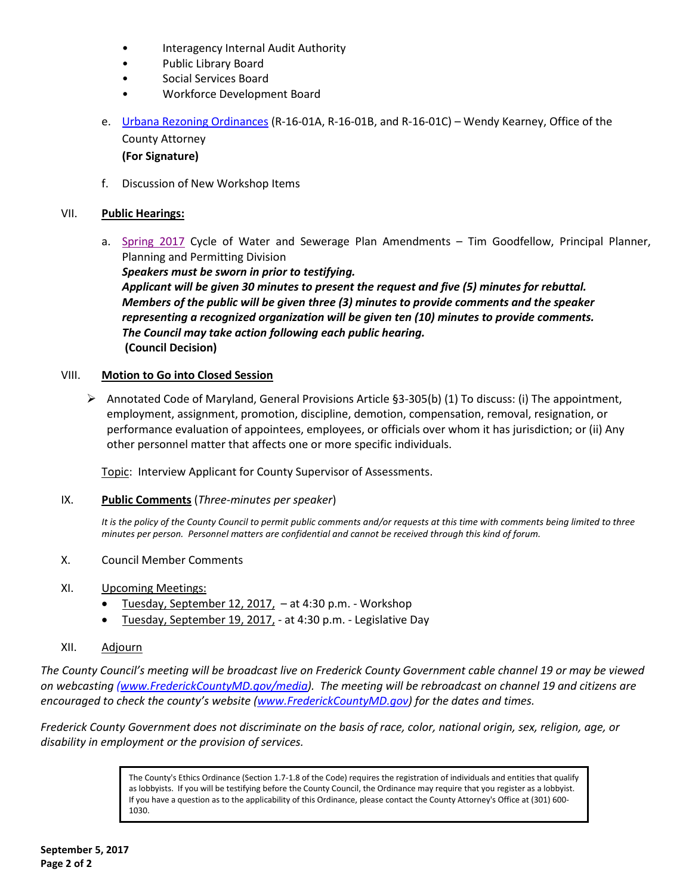- Interagency Internal Audit Authority
- Public Library Board
- Social Services Board
- Workforce Development Board

e. Urbana Rezoning Ordinances (R-16-01A, R-16-01B, and R-16-01C) – Wendy Kearney, Office of the County Attorney
**(For Signature)**

f. Discussion of New Workshop Items

VII. **Public Hearings:**

a. Spring 2017 Cycle of Water and Sewerage Plan Amendments – Tim Goodfellow, Principal Planner, Planning and Permitting Division
***Speakers must be sworn in prior to testifying.***
***Applicant will be given 30 minutes to present the request and five (5) minutes for rebuttal.***
***Members of the public will be given three (3) minutes to provide comments and the speaker representing a recognized organization will be given ten (10) minutes to provide comments.***
***The Council may take action following each public hearing.***
**(Council Decision)**

VIII. **Motion to Go into Closed Session**

- Annotated Code of Maryland, General Provisions Article §3-305(b) (1) To discuss: (i) The appointment, employment, assignment, promotion, discipline, demotion, compensation, removal, resignation, or performance evaluation of appointees, employees, or officials over whom it has jurisdiction; or (ii) Any other personnel matter that affects one or more specific individuals.

Topic: Interview Applicant for County Supervisor of Assessments.

IX. **Public Comments** (*Three-minutes per speaker*)

*It is the policy of the County Council to permit public comments and/or requests at this time with comments being limited to three minutes per person. Personnel matters are confidential and cannot be received through this kind of forum.*

X. Council Member Comments

XI. Upcoming Meetings:
- Tuesday, September 12, 2017, – at 4:30 p.m. - Workshop
- Tuesday, September 19, 2017, - at 4:30 p.m. - Legislative Day

XII. Adjourn

*The County Council's meeting will be broadcast live on Frederick County Government cable channel 19 or may be viewed on webcasting (www.FrederickCountyMD.gov/media). The meeting will be rebroadcast on channel 19 and citizens are encouraged to check the county's website (www.FrederickCountyMD.gov) for the dates and times.*

*Frederick County Government does not discriminate on the basis of race, color, national origin, sex, religion, age, or disability in employment or the provision of services.*

The County's Ethics Ordinance (Section 1.7-1.8 of the Code) requires the registration of individuals and entities that qualify as lobbyists. If you will be testifying before the County Council, the Ordinance may require that you register as a lobbyist. If you have a question as to the applicability of this Ordinance, please contact the County Attorney's Office at (301) 600-1030.

**September 5, 2017**